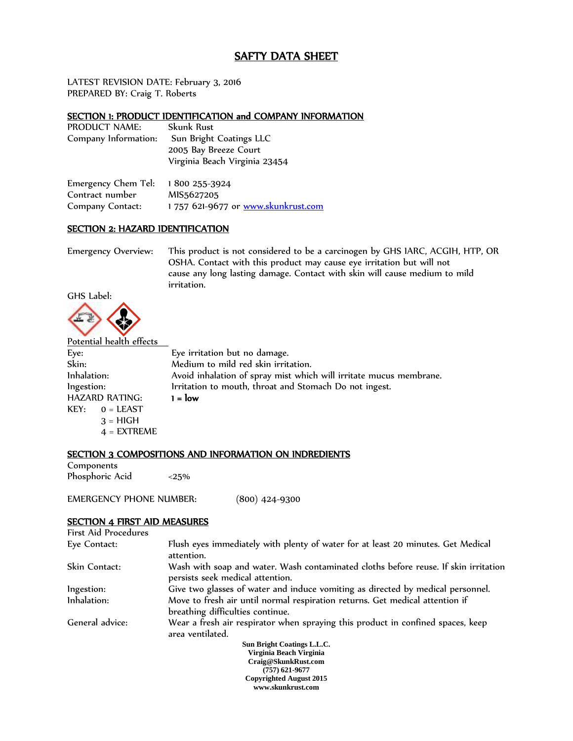# SAFTY DATA SHEET

LATEST REVISION DATE: February 3, 2016
PREPARED BY: Craig T. Roberts

## SECTION 1: PRODUCT IDENTIFICATION and COMPANY INFORMATION

PRODUCT NAME: Skunk Rust

Company Information: Sun Bright Coatings LLC
2005 Bay Breeze Court
Virginia Beach Virginia 23454

Emergency Chem Tel: 1 800 255-3924
Contract number MIS5627205
Company Contact: 1 757 621-9677 or www.skunkrust.com

## SECTION 2: HAZARD IDENTIFICATION

Emergency Overview: This product is not considered to be a carcinogen by GHS IARC, ACGIH, HTP, OR OSHA. Contact with this product may cause eye irritation but will not cause any long lasting damage. Contact with skin will cause medium to mild irritation.

GHS Label:

Potential health effects

Eye: Eye irritation but no damage.
Skin: Medium to mild red skin irritation.
Inhalation: Avoid inhalation of spray mist which will irritate mucus membrane.
Ingestion: Irritation to mouth, throat and Stomach Do not ingest.
HAZARD RATING: **1 = low**
KEY: 0 = LEAST
3 = HIGH
4 = EXTREME

## SECTION 3 COMPOSITIONS AND INFORMATION ON INDREDIENTS

Components
Phosphoric Acid <25%

EMERGENCY PHONE NUMBER: (800) 424-9300

## SECTION 4 FIRST AID MEASURES

First Aid Procedures

Eye Contact: Flush eyes immediately with plenty of water for at least 20 minutes. Get Medical attention.
Skin Contact: Wash with soap and water. Wash contaminated cloths before reuse. If skin irritation persists seek medical attention.
Ingestion: Give two glasses of water and induce vomiting as directed by medical personnel.
Inhalation: Move to fresh air until normal respiration returns. Get medical attention if breathing difficulties continue.
General advice: Wear a fresh air respirator when spraying this product in confined spaces, keep area ventilated.

**Sun Bright Coatings L.L.C.**
**Virginia Beach Virginia**
**Craig@SkunkRust.com**
**(757) 621-9677**
**Copyrighted August 2015**
**www.skunkrust.com**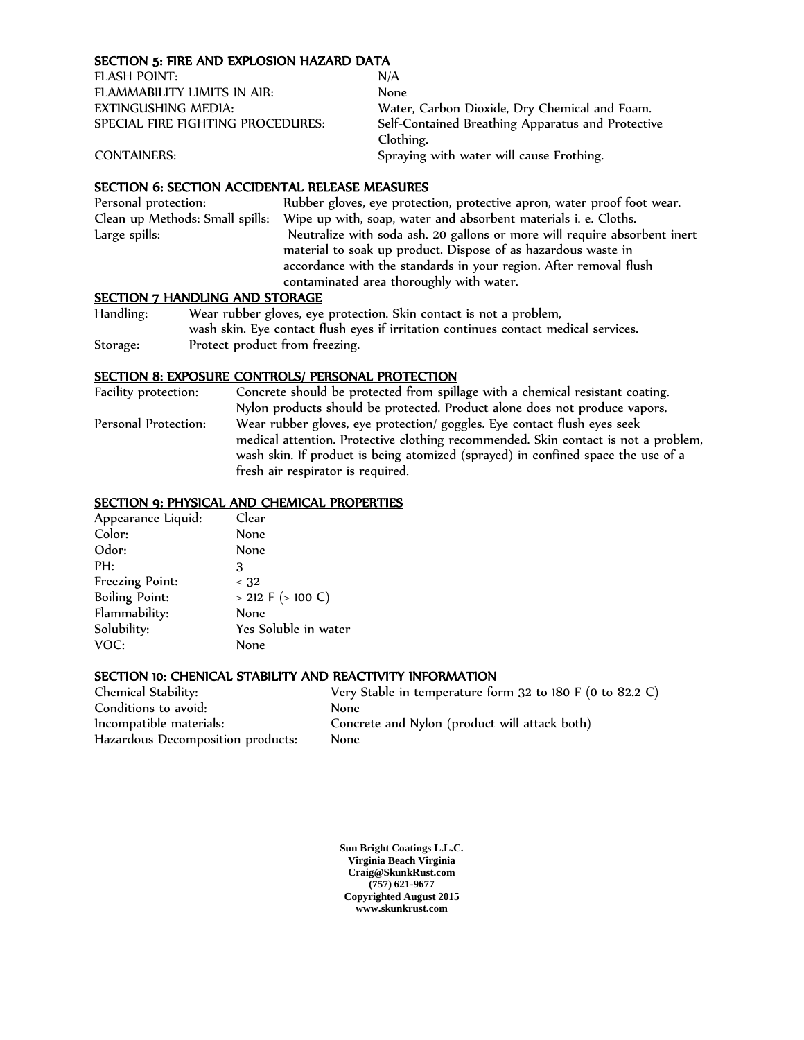## SECTION 5: FIRE AND EXPLOSION HAZARD DATA

| | |
|---|---|
| FLASH POINT: | N/A |
| FLAMMABILITY LIMITS IN AIR: | None |
| EXTINGUSHING MEDIA: | Water, Carbon Dioxide, Dry Chemical and Foam. |
| SPECIAL FIRE FIGHTING PROCEDURES: | Self-Contained Breathing Apparatus and Protective Clothing. |
| CONTAINERS: | Spraying with water will cause Frothing. |

## SECTION 6: SECTION ACCIDENTAL RELEASE MEASURES

| | |
|---|---|
| Personal protection: | Rubber gloves, eye protection, protective apron, water proof foot wear. |
| Clean up Methods: Small spills: | Wipe up with, soap, water and absorbent materials i. e. Cloths. |
| Large spills: | Neutralize with soda ash. 20 gallons or more will require absorbent inert material to soak up product. Dispose of as hazardous waste in accordance with the standards in your region. After removal flush contaminated area thoroughly with water. |

## SECTION 7 HANDLING AND STORAGE

| | |
|---|---|
| Handling: | Wear rubber gloves, eye protection. Skin contact is not a problem, wash skin. Eye contact flush eyes if irritation continues contact medical services. |
| Storage: | Protect product from freezing. |

## SECTION 8: EXPOSURE CONTROLS/ PERSONAL PROTECTION

| | |
|---|---|
| Facility protection: | Concrete should be protected from spillage with a chemical resistant coating. Nylon products should be protected. Product alone does not produce vapors. |
| Personal Protection: | Wear rubber gloves, eye protection/ goggles. Eye contact flush eyes seek medical attention. Protective clothing recommended. Skin contact is not a problem, wash skin. If product is being atomized (sprayed) in confined space the use of a fresh air respirator is required. |

## SECTION 9: PHYSICAL AND CHEMICAL PROPERTIES

| | |
|---|---|
| Appearance Liquid: | Clear |
| Color: | None |
| Odor: | None |
| PH: | 3 |
| Freezing Point: | < 32 |
| Boiling Point: | > 212 F (> 100 C) |
| Flammability: | None |
| Solubility: | Yes Soluble in water |
| VOC: | None |

## SECTION 10: CHENICAL STABILITY AND REACTIVITY INFORMATION

| | |
|---|---|
| Chemical Stability: | Very Stable in temperature form 32 to 180 F (0 to 82.2 C) |
| Conditions to avoid: | None |
| Incompatible materials: | Concrete and Nylon (product will attack both) |
| Hazardous Decomposition products: | None |

**Sun Bright Coatings L.L.C.**
**Virginia Beach Virginia**
**Craig@SkunkRust.com**
**(757) 621-9677**
**Copyrighted August 2015**
**www.skunkrust.com**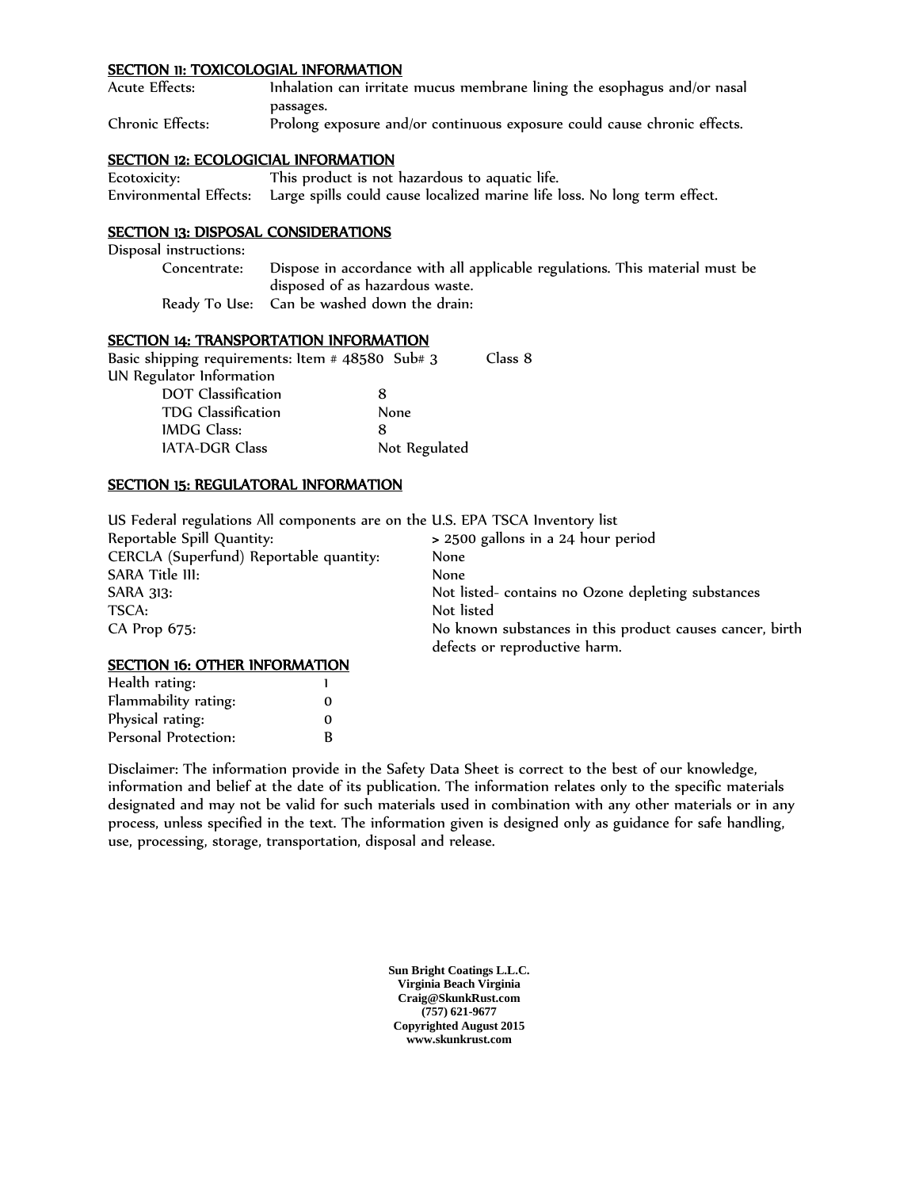## SECTION 11: TOXICOLOGIAL INFORMATION

| | |
|---|---|
| Acute Effects: | Inhalation can irritate mucus membrane lining the esophagus and/or nasal passages. |
| Chronic Effects: | Prolong exposure and/or continuous exposure could cause chronic effects. |

## SECTION 12: ECOLOGICIAL INFORMATION

| | |
|---|---|
| Ecotoxicity: | This product is not hazardous to aquatic life. |
| Environmental Effects: | Large spills could cause localized marine life loss. No long term effect. |

## SECTION 13: DISPOSAL CONSIDERATIONS

Disposal instructions:

| | |
|---|---|
| Concentrate: | Dispose in accordance with all applicable regulations. This material must be disposed of as hazardous waste. |
| Ready To Use: | Can be washed down the drain: |

## SECTION 14: TRANSPORTATION INFORMATION

Basic shipping requirements: Item # 48580 Sub# 3 Class 8

UN Regulator Information

| | |
|---|---|
| DOT Classification | 8 |
| TDG Classification | None |
| IMDG Class: | 8 |
| IATA-DGR Class | Not Regulated |

## SECTION 15: REGULATORAL INFORMATION

US Federal regulations All components are on the U.S. EPA TSCA Inventory list

| | |
|---|---|
| Reportable Spill Quantity: | > 2500 gallons in a 24 hour period |
| CERCLA (Superfund) Reportable quantity: | None |
| SARA Title III: | None |
| SARA 313: | Not listed- contains no Ozone depleting substances |
| TSCA: | Not listed |
| CA Prop 675: | No known substances in this product causes cancer, birth defects or reproductive harm. |

## SECTION 16: OTHER INFORMATION

| | |
|---|---|
| Health rating: | 1 |
| Flammability rating: | 0 |
| Physical rating: | 0 |
| Personal Protection: | B |

Disclaimer: The information provide in the Safety Data Sheet is correct to the best of our knowledge, information and belief at the date of its publication. The information relates only to the specific materials designated and may not be valid for such materials used in combination with any other materials or in any process, unless specified in the text. The information given is designed only as guidance for safe handling, use, processing, storage, transportation, disposal and release.

**Sun Bright Coatings L.L.C.**
**Virginia Beach Virginia**
**Craig@SkunkRust.com**
**(757) 621-9677**
**Copyrighted August 2015**
**www.skunkrust.com**